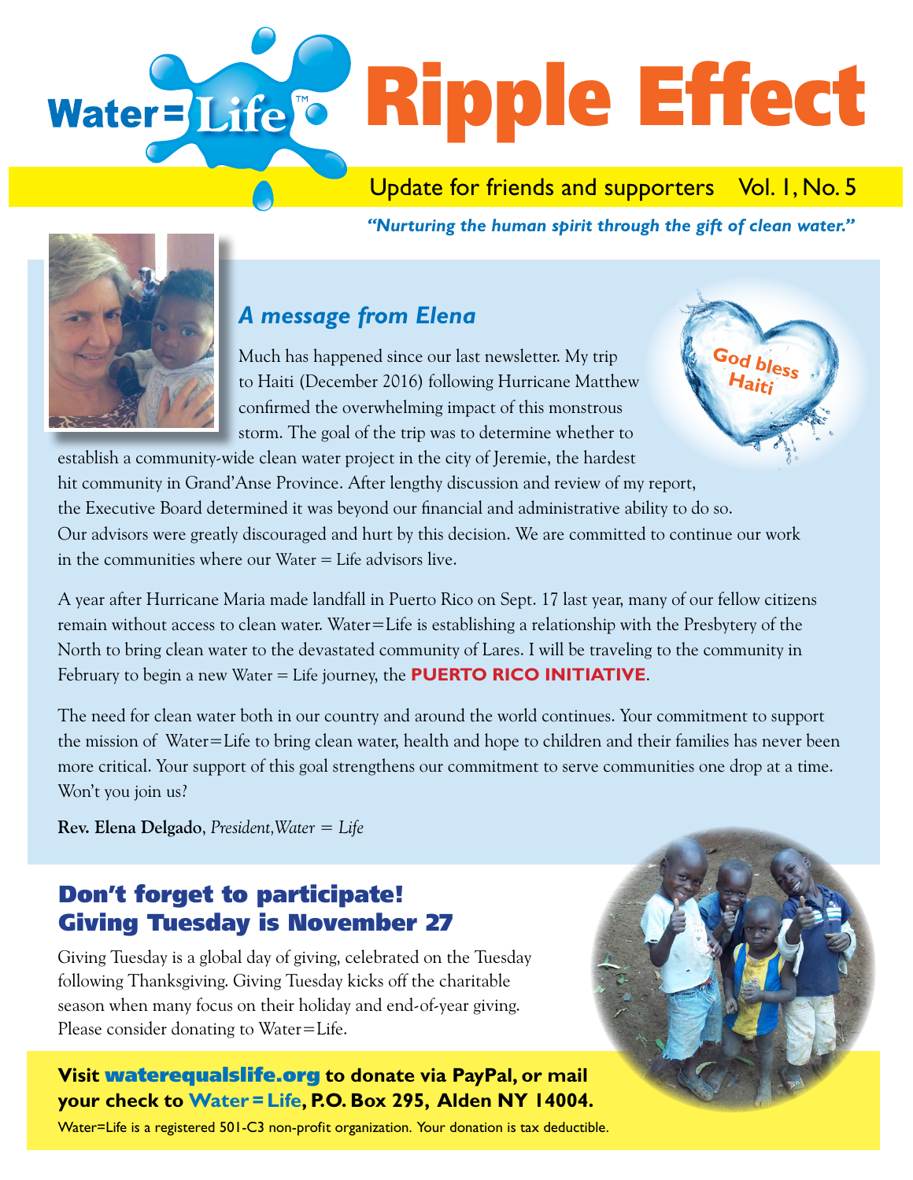# Water = Life™ Ripple Effect

Update for friends and supporters Vol. 1, No. 5

*"Nurturing the human spirit through the gift of clean water."*

## *A message from Elena*

God bless Haiti

Much has happened since our last newsletter. My trip to Haiti (December 2016) following Hurricane Matthew confirmed the overwhelming impact of this monstrous storm. The goal of the trip was to determine whether to establish a community-wide clean water project in the city of Jeremie, the hardest hit community in Grand'Anse Province. After lengthy discussion and review of my report, the Executive Board determined it was beyond our financial and administrative ability to do so. Our advisors were greatly discouraged and hurt by this decision. We are committed to continue our work in the communities where our Water = Life advisors live.

A year after Hurricane Maria made landfall in Puerto Rico on Sept. 17 last year, many of our fellow citizens remain without access to clean water. Water=Life is establishing a relationship with the Presbytery of the North to bring clean water to the devastated community of Lares. I will be traveling to the community in February to begin a new Water = Life journey, the **PUERTO RICO INITIATIVE**.

The need for clean water both in our country and around the world continues. Your commitment to support the mission of Water=Life to bring clean water, health and hope to children and their families has never been more critical. Your support of this goal strengthens our commitment to serve communities one drop at a time. Won't you join us?

**Rev. Elena Delgado**, *President, Water = Life*

## Don't forget to participate! Giving Tuesday is November 27

Giving Tuesday is a global day of giving, celebrated on the Tuesday following Thanksgiving. Giving Tuesday kicks off the charitable season when many focus on their holiday and end-of-year giving. Please consider donating to Water=Life.

**Visit waterequalslife.org to donate via PayPal, or mail your check to Water = Life, P.O. Box 295, Alden NY 14004.**

Water=Life is a registered 501-C3 non-profit organization. Your donation is tax deductible.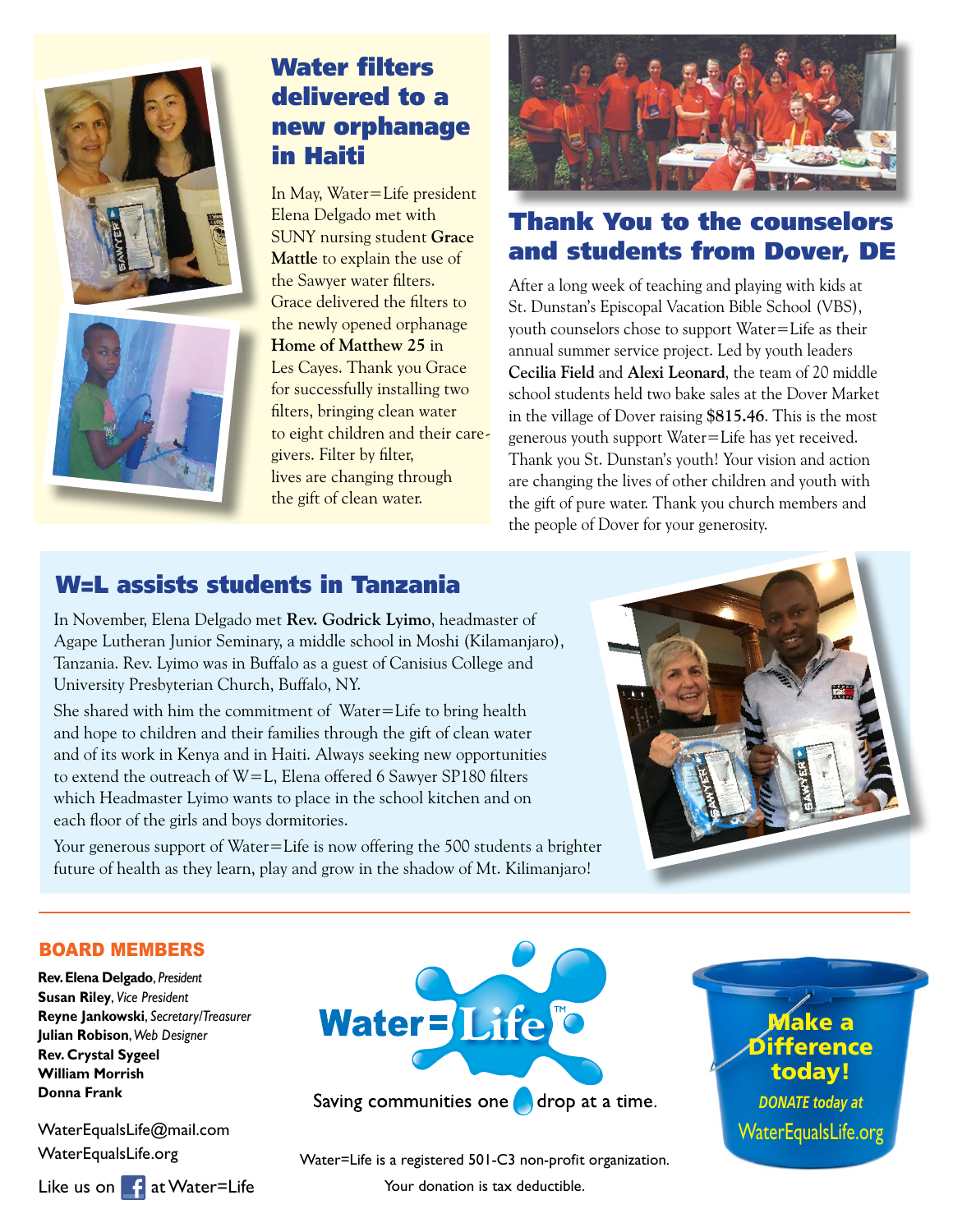## Water filters delivered to a new orphanage in Haiti

In May, Water=Life president Elena Delgado met with SUNY nursing student **Grace Mattle** to explain the use of the Sawyer water filters. Grace delivered the filters to the newly opened orphanage **Home of Matthew 25** in Les Cayes. Thank you Grace for successfully installing two filters, bringing clean water to eight children and their care-givers. Filter by filter, lives are changing through the gift of clean water.

## Thank You to the counselors and students from Dover, DE

After a long week of teaching and playing with kids at St. Dunstan's Episcopal Vacation Bible School (VBS), youth counselors chose to support Water=Life as their annual summer service project. Led by youth leaders **Cecilia Field** and **Alexi Leonard**, the team of 20 middle school students held two bake sales at the Dover Market in the village of Dover raising **$815.46**. This is the most generous youth support Water=Life has yet received. Thank you St. Dunstan's youth! Your vision and action are changing the lives of other children and youth with the gift of pure water. Thank you church members and the people of Dover for your generosity.

## W=L assists students in Tanzania

In November, Elena Delgado met **Rev. Godrick Lyimo**, headmaster of Agape Lutheran Junior Seminary, a middle school in Moshi (Kilamanjaro), Tanzania. Rev. Lyimo was in Buffalo as a guest of Canisius College and University Presbyterian Church, Buffalo, NY.

She shared with him the commitment of Water=Life to bring health and hope to children and their families through the gift of clean water and of its work in Kenya and in Haiti. Always seeking new opportunities to extend the outreach of W=L, Elena offered 6 Sawyer SP180 filters which Headmaster Lyimo wants to place in the school kitchen and on each floor of the girls and boys dormitories.

Your generous support of Water=Life is now offering the 500 students a brighter future of health as they learn, play and grow in the shadow of Mt. Kilimanjaro!

---

### BOARD MEMBERS

**Rev. Elena Delgado**, *President*
**Susan Riley**, *Vice President*
**Reyne Jankowski**, *Secretary/Treasurer*
**Julian Robison**, *Web Designer*
**Rev. Crystal Sygeel**
**William Morrish**
**Donna Frank**

WaterEqualsLife@mail.com
WaterEqualsLife.org

Like us on Facebook at Water=Life

Water=Life™

Saving communities one drop at a time.

Water=Life is a registered 501-C3 non-profit organization.
Your donation is tax deductible.

**Make a Difference today!**
*DONATE today at*
WaterEqualsLife.org